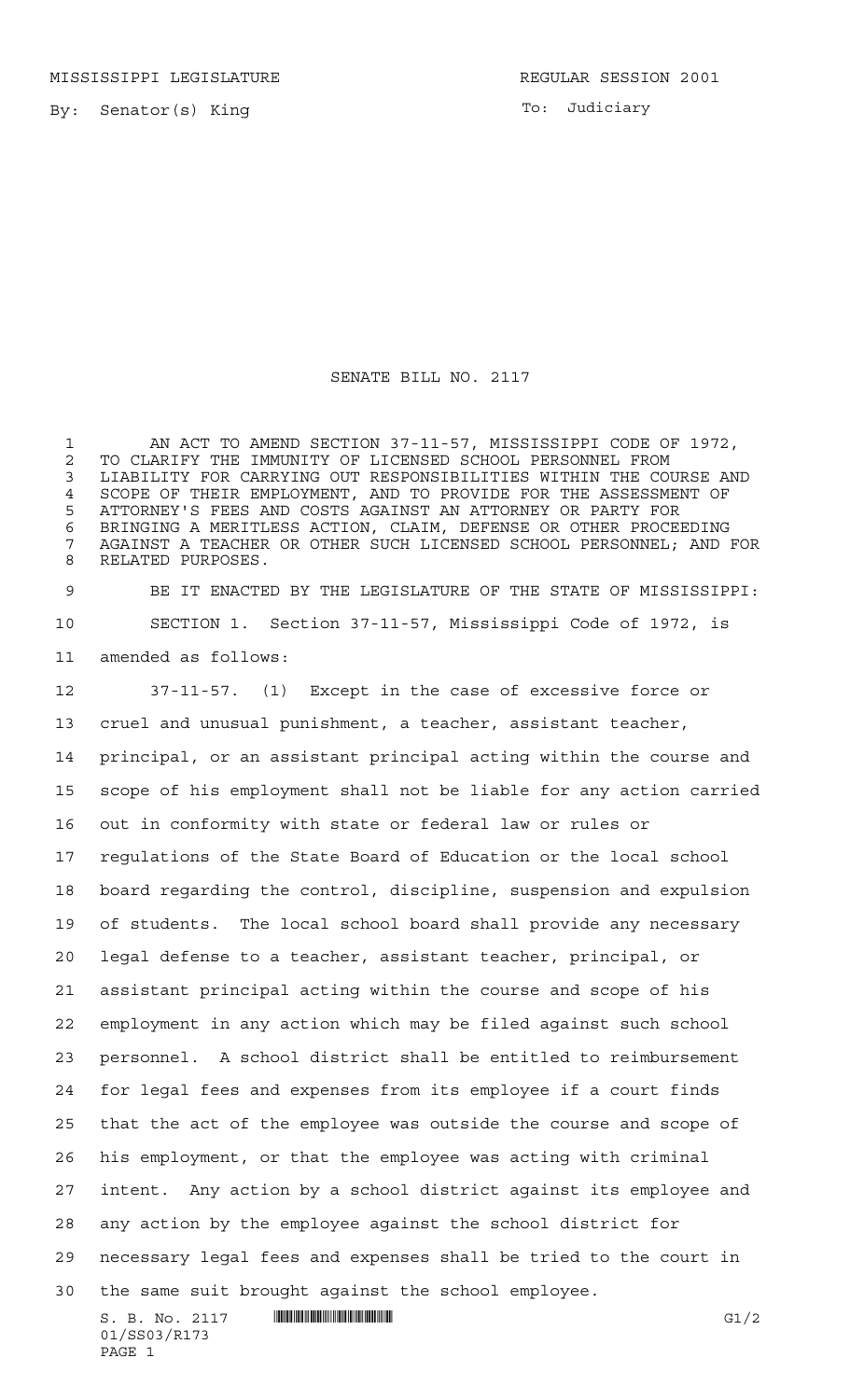MISSISSIPPI LEGISLATURE REGULAR SESSION 2001

By: Senator(s) King

To: Judiciary

# SENATE BILL NO. 2117

AN ACT TO AMEND SECTION 37-11-57, MISSISSIPPI CODE OF 1972, TO CLARIFY THE IMMUNITY OF LICENSED SCHOOL PERSONNEL FROM LIABILITY FOR CARRYING OUT RESPONSIBILITIES WITHIN THE COURSE AND SCOPE OF THEIR EMPLOYMENT, AND TO PROVIDE FOR THE ASSESSMENT OF ATTORNEY'S FEES AND COSTS AGAINST AN ATTORNEY OR PARTY FOR BRINGING A MERITLESS ACTION, CLAIM, DEFENSE OR OTHER PROCEEDING AGAINST A TEACHER OR OTHER SUCH LICENSED SCHOOL PERSONNEL; AND FOR RELATED PURPOSES.

BE IT ENACTED BY THE LEGISLATURE OF THE STATE OF MISSISSIPPI:

SECTION 1. Section 37-11-57, Mississippi Code of 1972, is amended as follows:

37-11-57. (1) Except in the case of excessive force or cruel and unusual punishment, a teacher, assistant teacher, principal, or an assistant principal acting within the course and scope of his employment shall not be liable for any action carried out in conformity with state or federal law or rules or regulations of the State Board of Education or the local school board regarding the control, discipline, suspension and expulsion of students. The local school board shall provide any necessary legal defense to a teacher, assistant teacher, principal, or assistant principal acting within the course and scope of his employment in any action which may be filed against such school personnel. A school district shall be entitled to reimbursement for legal fees and expenses from its employee if a court finds that the act of the employee was outside the course and scope of his employment, or that the employee was acting with criminal intent. Any action by a school district against its employee and any action by the employee against the school district for necessary legal fees and expenses shall be tried to the court in the same suit brought against the school employee.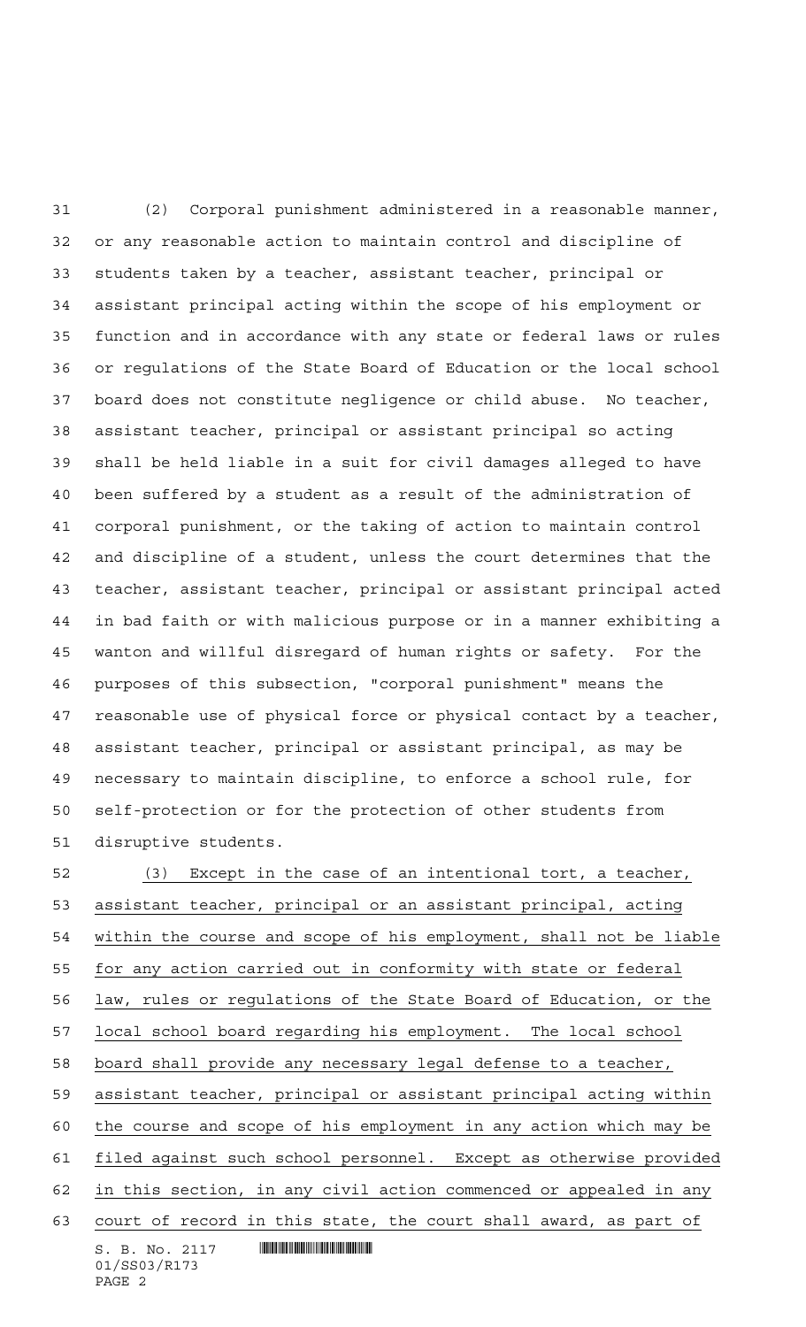(2) Corporal punishment administered in a reasonable manner, or any reasonable action to maintain control and discipline of students taken by a teacher, assistant teacher, principal or assistant principal acting within the scope of his employment or function and in accordance with any state or federal laws or rules or regulations of the State Board of Education or the local school board does not constitute negligence or child abuse. No teacher, assistant teacher, principal or assistant principal so acting shall be held liable in a suit for civil damages alleged to have been suffered by a student as a result of the administration of corporal punishment, or the taking of action to maintain control and discipline of a student, unless the court determines that the teacher, assistant teacher, principal or assistant principal acted in bad faith or with malicious purpose or in a manner exhibiting a wanton and willful disregard of human rights or safety. For the purposes of this subsection, "corporal punishment" means the reasonable use of physical force or physical contact by a teacher, assistant teacher, principal or assistant principal, as may be necessary to maintain discipline, to enforce a school rule, for self-protection or for the protection of other students from disruptive students.

(3) Except in the case of an intentional tort, a teacher, assistant teacher, principal or an assistant principal, acting within the course and scope of his employment, shall not be liable for any action carried out in conformity with state or federal law, rules or regulations of the State Board of Education, or the local school board regarding his employment. The local school board shall provide any necessary legal defense to a teacher, assistant teacher, principal or assistant principal acting within the course and scope of his employment in any action which may be filed against such school personnel. Except as otherwise provided in this section, in any civil action commenced or appealed in any court of record in this state, the court shall award, as part of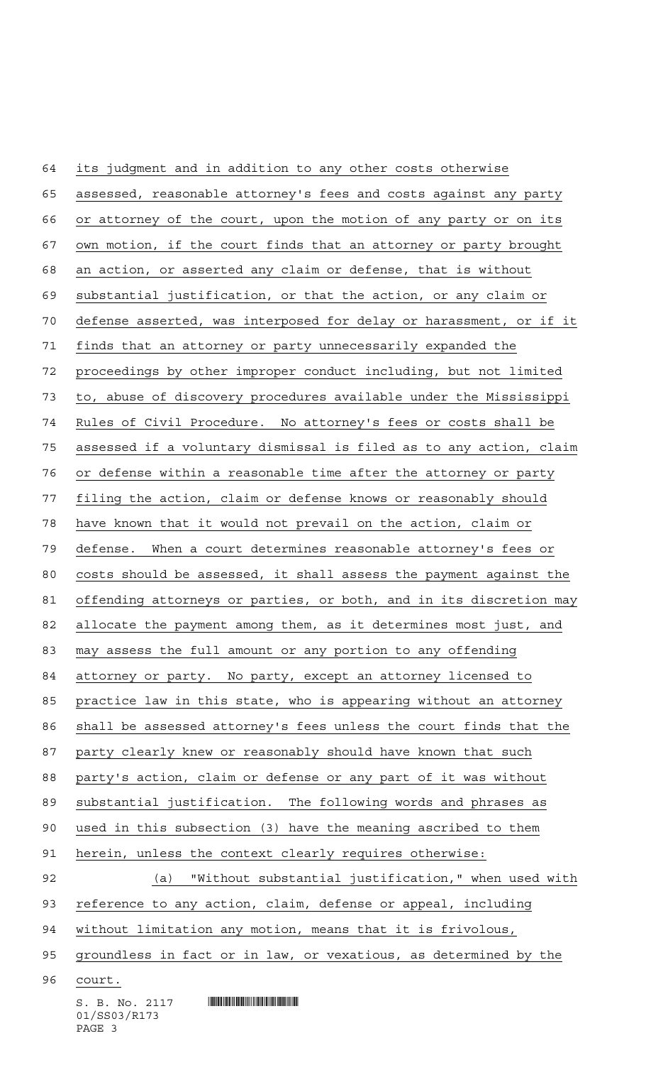its judgment and in addition to any other costs otherwise assessed, reasonable attorney's fees and costs against any party or attorney of the court, upon the motion of any party or on its own motion, if the court finds that an attorney or party brought an action, or asserted any claim or defense, that is without substantial justification, or that the action, or any claim or defense asserted, was interposed for delay or harassment, or if it finds that an attorney or party unnecessarily expanded the proceedings by other improper conduct including, but not limited to, abuse of discovery procedures available under the Mississippi Rules of Civil Procedure. No attorney's fees or costs shall be assessed if a voluntary dismissal is filed as to any action, claim or defense within a reasonable time after the attorney or party filing the action, claim or defense knows or reasonably should have known that it would not prevail on the action, claim or defense. When a court determines reasonable attorney's fees or costs should be assessed, it shall assess the payment against the offending attorneys or parties, or both, and in its discretion may allocate the payment among them, as it determines most just, and may assess the full amount or any portion to any offending attorney or party. No party, except an attorney licensed to practice law in this state, who is appearing without an attorney shall be assessed attorney's fees unless the court finds that the party clearly knew or reasonably should have known that such party's action, claim or defense or any part of it was without substantial justification. The following words and phrases as used in this subsection (3) have the meaning ascribed to them herein, unless the context clearly requires otherwise:

(a) "Without substantial justification," when used with reference to any action, claim, defense or appeal, including without limitation any motion, means that it is frivolous, groundless in fact or in law, or vexatious, as determined by the court.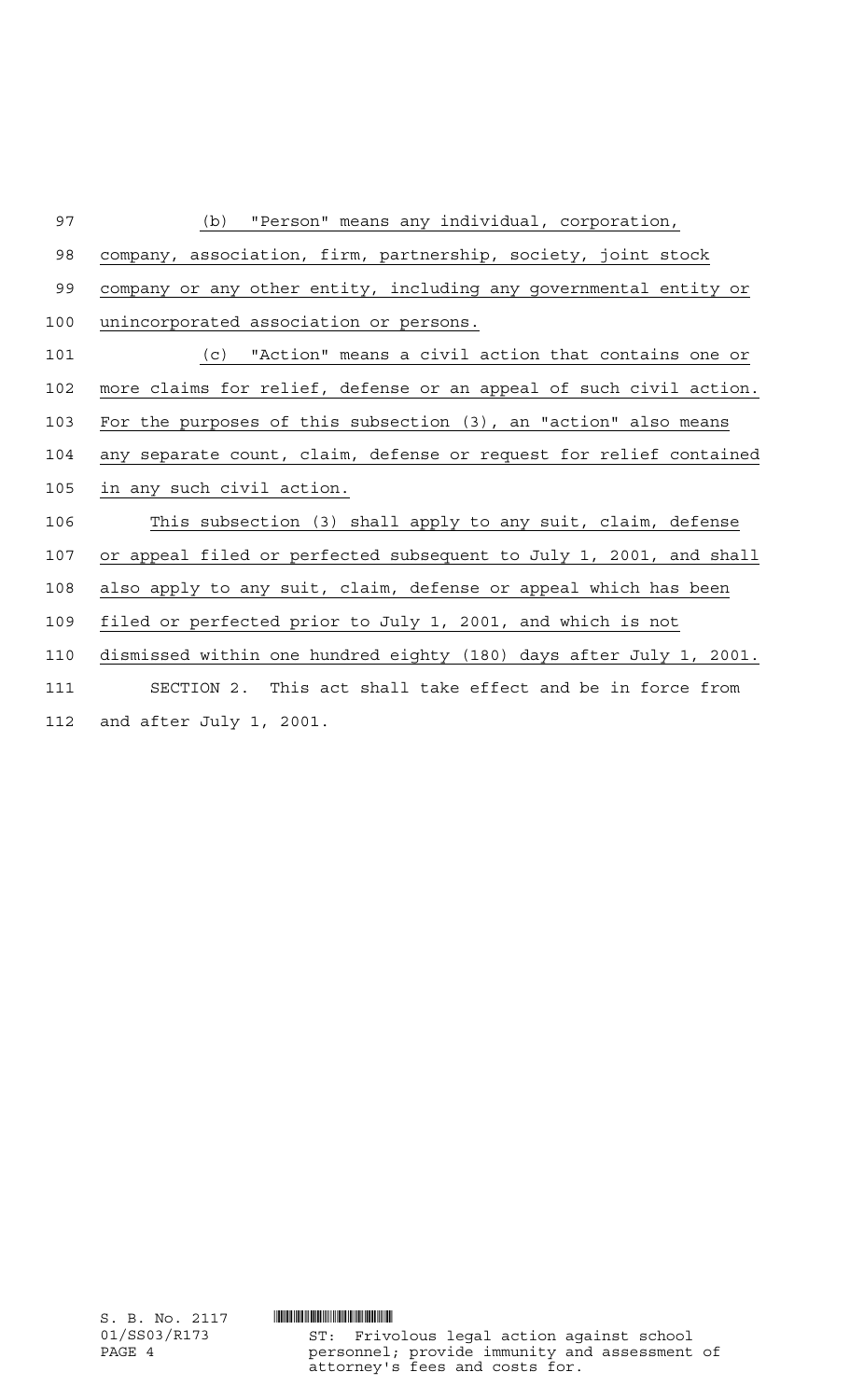(b) "Person" means any individual, corporation, company, association, firm, partnership, society, joint stock company or any other entity, including any governmental entity or unincorporated association or persons.

(c) "Action" means a civil action that contains one or more claims for relief, defense or an appeal of such civil action. For the purposes of this subsection (3), an "action" also means any separate count, claim, defense or request for relief contained in any such civil action.

This subsection (3) shall apply to any suit, claim, defense or appeal filed or perfected subsequent to July 1, 2001, and shall also apply to any suit, claim, defense or appeal which has been filed or perfected prior to July 1, 2001, and which is not dismissed within one hundred eighty (180) days after July 1, 2001.

SECTION 2. This act shall take effect and be in force from and after July 1, 2001.

S. B. No. 2117
01/SS03/R173

ST: Frivolous legal action against school personnel; provide immunity and assessment of attorney's fees and costs for.